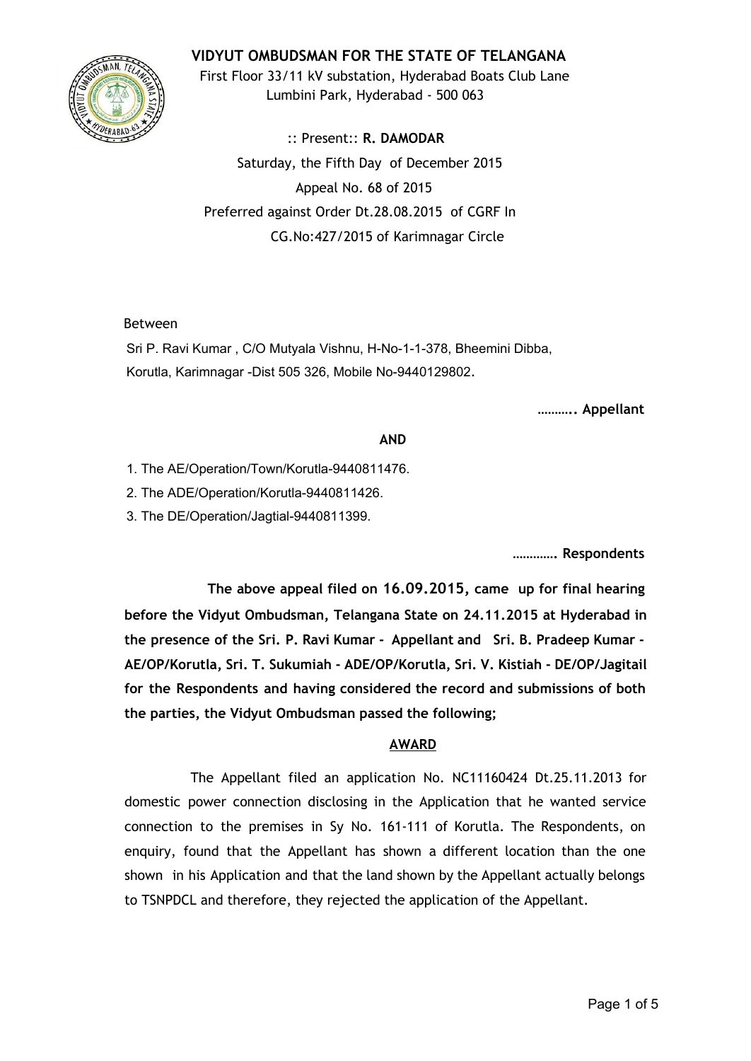# VIDYUT OMBUDSMAN FOR THE STATE OF TELANGANA

First Floor 33/11 kV substation, Hyderabad Boats Club Lane
Lumbini Park, Hyderabad - 500 063

:: Present:: **R. DAMODAR**

Saturday, the Fifth Day of December 2015

Appeal No. 68 of 2015

Preferred against Order Dt.28.08.2015 of CGRF In CG.No:427/2015 of Karimnagar Circle

Between

Sri P. Ravi Kumar , C/O Mutyala Vishnu, H-No-1-1-378, Bheemini Dibba, Korutla, Karimnagar -Dist 505 326, Mobile No-9440129802.

**……….. Appellant**

**AND**

1. The AE/Operation/Town/Korutla-9440811476.
2. The ADE/Operation/Korutla-9440811426.
3. The DE/Operation/Jagtial-9440811399.

**…………. Respondents**

**The above appeal filed on 16.09.2015, came up for final hearing before the Vidyut Ombudsman, Telangana State on 24.11.2015 at Hyderabad in the presence of the Sri. P. Ravi Kumar - Appellant and Sri. B. Pradeep Kumar - AE/OP/Korutla, Sri. T. Sukumiah - ADE/OP/Korutla, Sri. V. Kistiah - DE/OP/Jagitail for the Respondents and having considered the record and submissions of both the parties, the Vidyut Ombudsman passed the following;**

## AWARD

The Appellant filed an application No. NC11160424 Dt.25.11.2013 for domestic power connection disclosing in the Application that he wanted service connection to the premises in Sy No. 161-111 of Korutla. The Respondents, on enquiry, found that the Appellant has shown a different location than the one shown in his Application and that the land shown by the Appellant actually belongs to TSNPDCL and therefore, they rejected the application of the Appellant.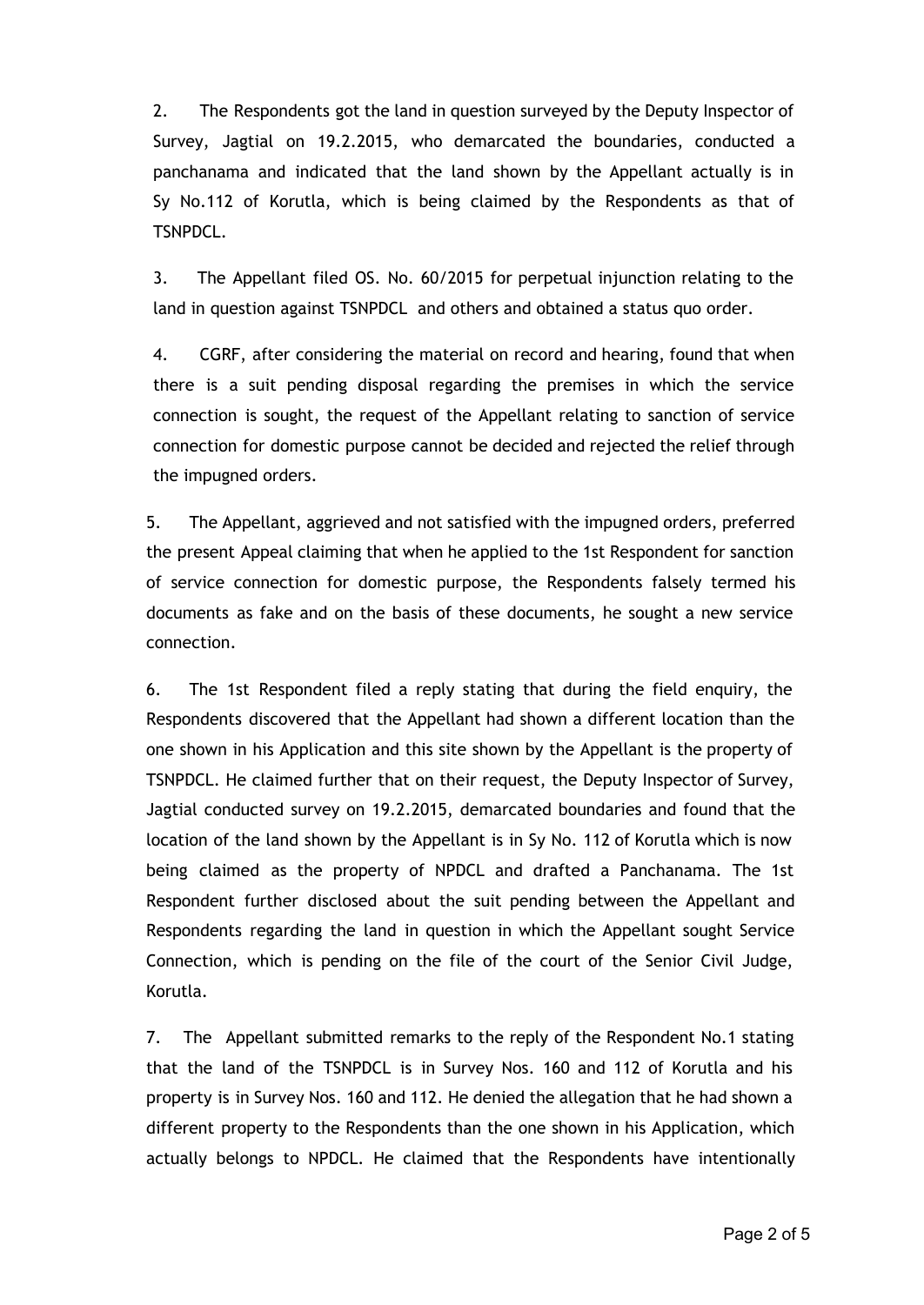2. The Respondents got the land in question surveyed by the Deputy Inspector of Survey, Jagtial on 19.2.2015, who demarcated the boundaries, conducted a panchanama and indicated that the land shown by the Appellant actually is in Sy No.112 of Korutla, which is being claimed by the Respondents as that of TSNPDCL.

3. The Appellant filed OS. No. 60/2015 for perpetual injunction relating to the land in question against TSNPDCL and others and obtained a status quo order.

4. CGRF, after considering the material on record and hearing, found that when there is a suit pending disposal regarding the premises in which the service connection is sought, the request of the Appellant relating to sanction of service connection for domestic purpose cannot be decided and rejected the relief through the impugned orders.

5. The Appellant, aggrieved and not satisfied with the impugned orders, preferred the present Appeal claiming that when he applied to the 1st Respondent for sanction of service connection for domestic purpose, the Respondents falsely termed his documents as fake and on the basis of these documents, he sought a new service connection.

6. The 1st Respondent filed a reply stating that during the field enquiry, the Respondents discovered that the Appellant had shown a different location than the one shown in his Application and this site shown by the Appellant is the property of TSNPDCL. He claimed further that on their request, the Deputy Inspector of Survey, Jagtial conducted survey on 19.2.2015, demarcated boundaries and found that the location of the land shown by the Appellant is in Sy No. 112 of Korutla which is now being claimed as the property of NPDCL and drafted a Panchanama. The 1st Respondent further disclosed about the suit pending between the Appellant and Respondents regarding the land in question in which the Appellant sought Service Connection, which is pending on the file of the court of the Senior Civil Judge, Korutla.

7. The Appellant submitted remarks to the reply of the Respondent No.1 stating that the land of the TSNPDCL is in Survey Nos. 160 and 112 of Korutla and his property is in Survey Nos. 160 and 112. He denied the allegation that he had shown a different property to the Respondents than the one shown in his Application, which actually belongs to NPDCL. He claimed that the Respondents have intentionally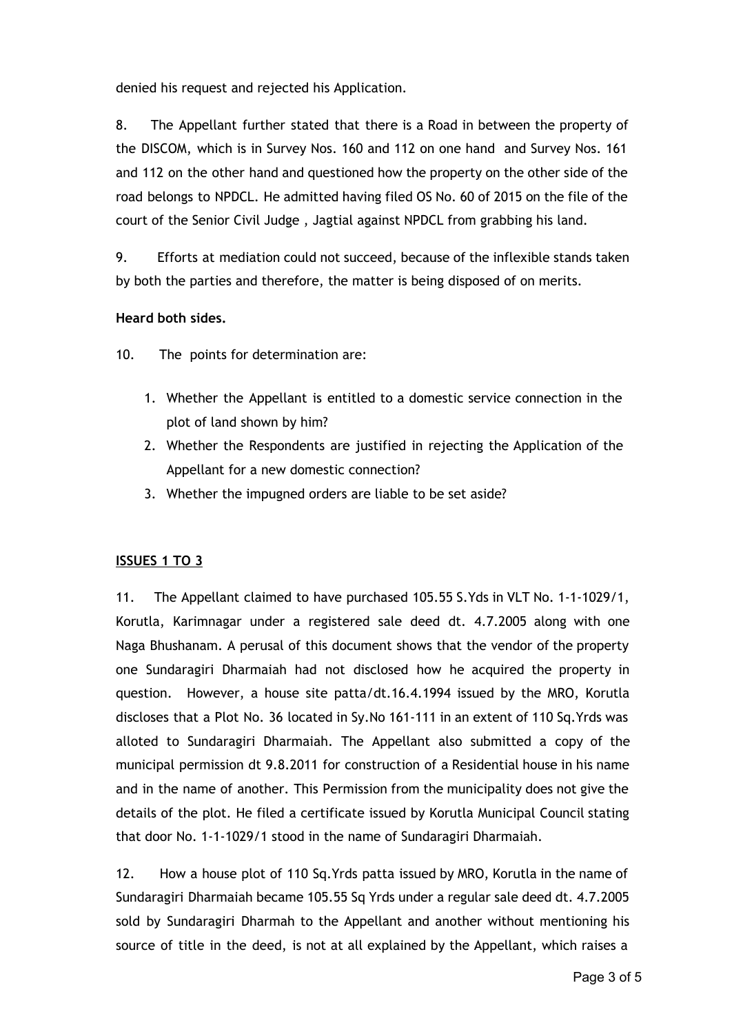denied his request and rejected his Application.

8. The Appellant further stated that there is a Road in between the property of the DISCOM, which is in Survey Nos. 160 and 112 on one hand and Survey Nos. 161 and 112 on the other hand and questioned how the property on the other side of the road belongs to NPDCL. He admitted having filed OS No. 60 of 2015 on the file of the court of the Senior Civil Judge , Jagtial against NPDCL from grabbing his land.

9. Efforts at mediation could not succeed, because of the inflexible stands taken by both the parties and therefore, the matter is being disposed of on merits.

**Heard both sides.**

10. The points for determination are:

1. Whether the Appellant is entitled to a domestic service connection in the plot of land shown by him?
2. Whether the Respondents are justified in rejecting the Application of the Appellant for a new domestic connection?
3. Whether the impugned orders are liable to be set aside?

**ISSUES 1 TO 3**

11. The Appellant claimed to have purchased 105.55 S.Yds in VLT No. 1-1-1029/1, Korutla, Karimnagar under a registered sale deed dt. 4.7.2005 along with one Naga Bhushanam. A perusal of this document shows that the vendor of the property one Sundaragiri Dharmaiah had not disclosed how he acquired the property in question. However, a house site patta/dt.16.4.1994 issued by the MRO, Korutla discloses that a Plot No. 36 located in Sy.No 161-111 in an extent of 110 Sq.Yrds was alloted to Sundaragiri Dharmaiah. The Appellant also submitted a copy of the municipal permission dt 9.8.2011 for construction of a Residential house in his name and in the name of another. This Permission from the municipality does not give the details of the plot. He filed a certificate issued by Korutla Municipal Council stating that door No. 1-1-1029/1 stood in the name of Sundaragiri Dharmaiah.

12. How a house plot of 110 Sq.Yrds patta issued by MRO, Korutla in the name of Sundaragiri Dharmaiah became 105.55 Sq Yrds under a regular sale deed dt. 4.7.2005 sold by Sundaragiri Dharmah to the Appellant and another without mentioning his source of title in the deed, is not at all explained by the Appellant, which raises a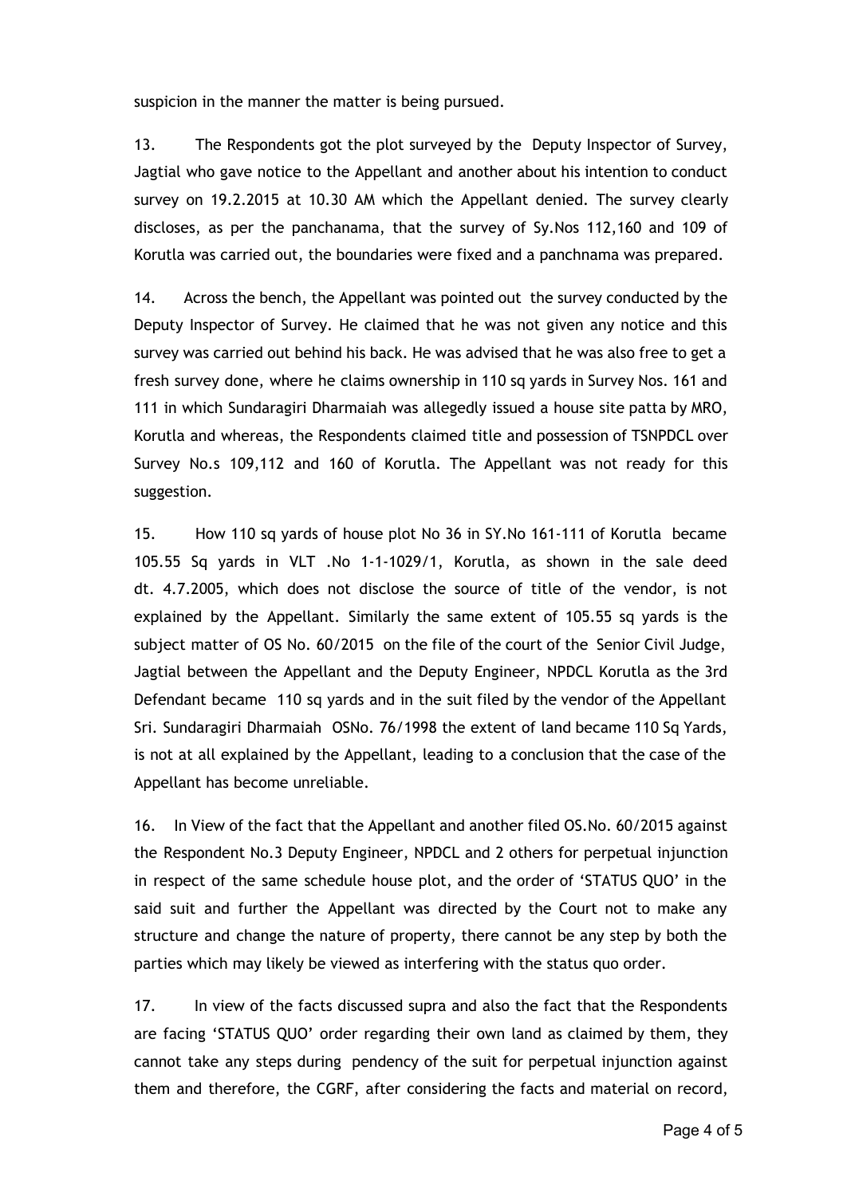suspicion in the manner the matter is being pursued.

13. The Respondents got the plot surveyed by the Deputy Inspector of Survey, Jagtial who gave notice to the Appellant and another about his intention to conduct survey on 19.2.2015 at 10.30 AM which the Appellant denied. The survey clearly discloses, as per the panchanama, that the survey of Sy.Nos 112,160 and 109 of Korutla was carried out, the boundaries were fixed and a panchnama was prepared.

14. Across the bench, the Appellant was pointed out the survey conducted by the Deputy Inspector of Survey. He claimed that he was not given any notice and this survey was carried out behind his back. He was advised that he was also free to get a fresh survey done, where he claims ownership in 110 sq yards in Survey Nos. 161 and 111 in which Sundaragiri Dharmaiah was allegedly issued a house site patta by MRO, Korutla and whereas, the Respondents claimed title and possession of TSNPDCL over Survey No.s 109,112 and 160 of Korutla. The Appellant was not ready for this suggestion.

15. How 110 sq yards of house plot No 36 in SY.No 161-111 of Korutla became 105.55 Sq yards in VLT .No 1-1-1029/1, Korutla, as shown in the sale deed dt. 4.7.2005, which does not disclose the source of title of the vendor, is not explained by the Appellant. Similarly the same extent of 105.55 sq yards is the subject matter of OS No. 60/2015 on the file of the court of the Senior Civil Judge, Jagtial between the Appellant and the Deputy Engineer, NPDCL Korutla as the 3rd Defendant became 110 sq yards and in the suit filed by the vendor of the Appellant Sri. Sundaragiri Dharmaiah OSNo. 76/1998 the extent of land became 110 Sq Yards, is not at all explained by the Appellant, leading to a conclusion that the case of the Appellant has become unreliable.

16. In View of the fact that the Appellant and another filed OS.No. 60/2015 against the Respondent No.3 Deputy Engineer, NPDCL and 2 others for perpetual injunction in respect of the same schedule house plot, and the order of 'STATUS QUO' in the said suit and further the Appellant was directed by the Court not to make any structure and change the nature of property, there cannot be any step by both the parties which may likely be viewed as interfering with the status quo order.

17. In view of the facts discussed supra and also the fact that the Respondents are facing 'STATUS QUO' order regarding their own land as claimed by them, they cannot take any steps during pendency of the suit for perpetual injunction against them and therefore, the CGRF, after considering the facts and material on record,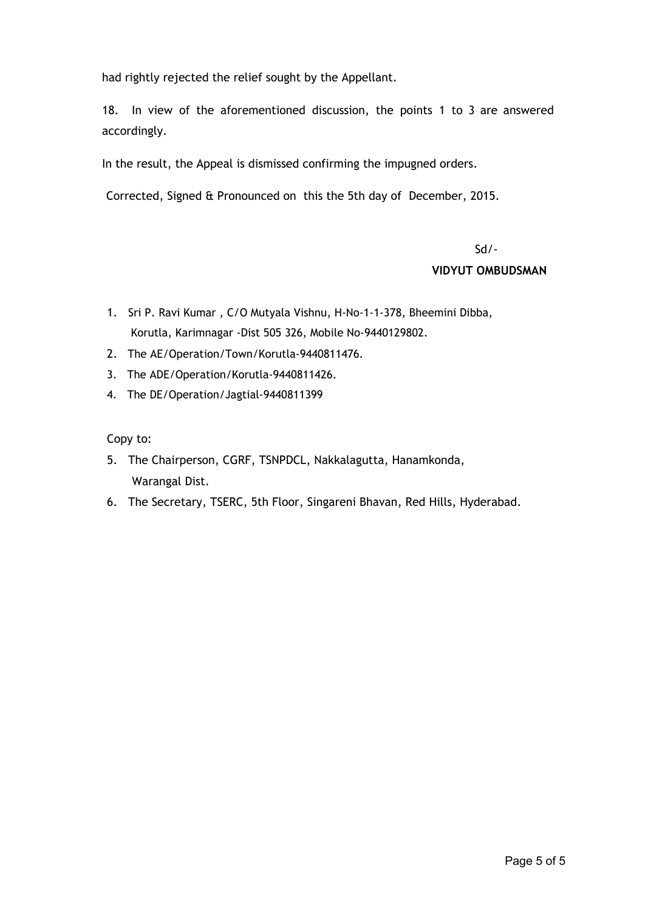had rightly rejected the relief sought by the Appellant.

18. In view of the aforementioned discussion, the points 1 to 3 are answered accordingly.

In the result, the Appeal is dismissed confirming the impugned orders.

Corrected, Signed & Pronounced on this the 5th day of December, 2015.

Sd/-

**VIDYUT OMBUDSMAN**

1. Sri P. Ravi Kumar , C/O Mutyala Vishnu, H-No-1-1-378, Bheemini Dibba, Korutla, Karimnagar -Dist 505 326, Mobile No-9440129802.
2. The AE/Operation/Town/Korutla-9440811476.
3. The ADE/Operation/Korutla-9440811426.
4. The DE/Operation/Jagtial-9440811399

Copy to:

5. The Chairperson, CGRF, TSNPDCL, Nakkalagutta, Hanamkonda, Warangal Dist.
6. The Secretary, TSERC, 5th Floor, Singareni Bhavan, Red Hills, Hyderabad.